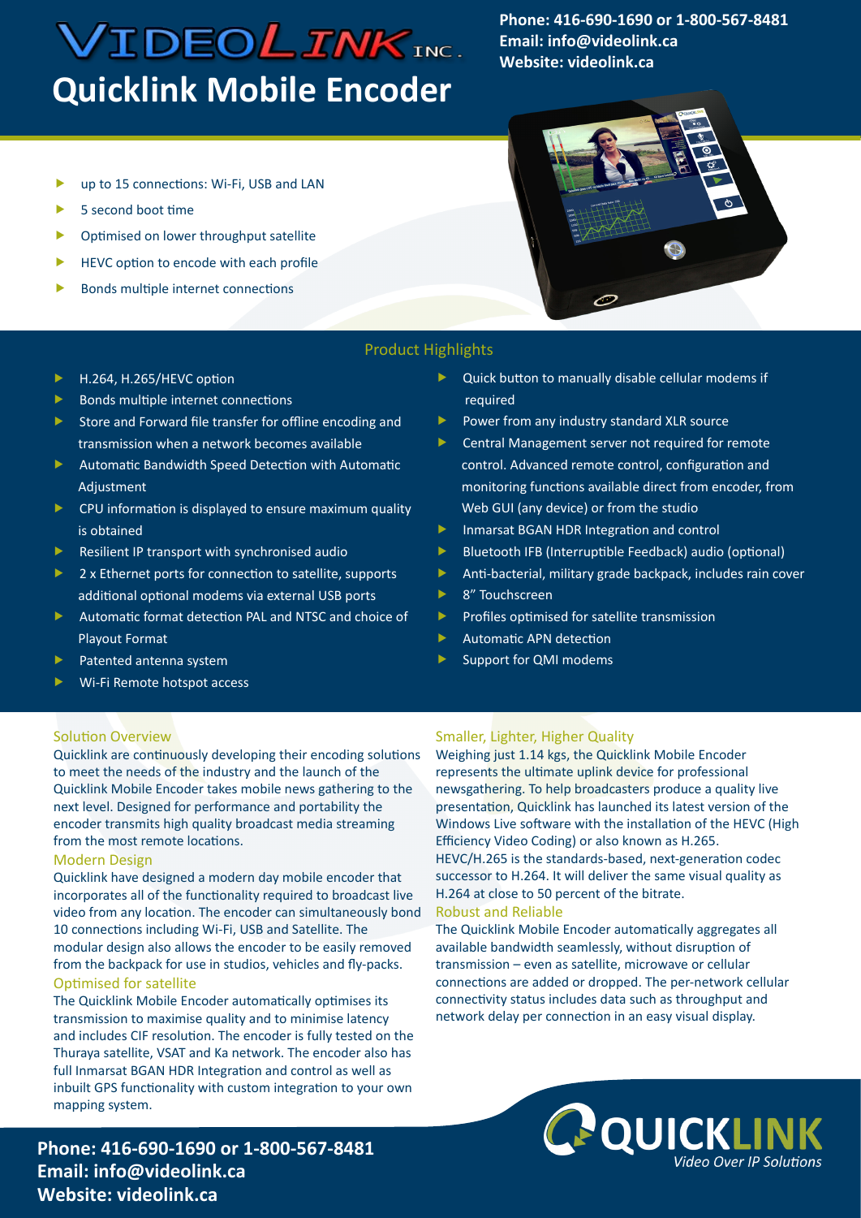VIDEOLINK INC.

# Quicklink Mobile Encoder

**Phone: 416-690-1690 or 1-800-567-8481**
**Email: info@videolink.ca**
**Website: videolink.ca**

- up to 15 connections: Wi-Fi, USB and LAN
- 5 second boot time
- Optimised on lower throughput satellite
- HEVC option to encode with each profile
- Bonds multiple internet connections

## Product Highlights

- H.264, H.265/HEVC option
- Bonds multiple internet connections
- Store and Forward file transfer for offline encoding and transmission when a network becomes available
- Automatic Bandwidth Speed Detection with Automatic Adjustment
- CPU information is displayed to ensure maximum quality is obtained
- Resilient IP transport with synchronised audio
- 2 x Ethernet ports for connection to satellite, supports additional modems via external USB ports
- Automatic format detection PAL and NTSC and choice of Playout Format
- Patented antenna system
- Wi-Fi Remote hotspot access
- Quick button to manually disable cellular modems if required
- Power from any industry standard XLR source
- Central Management server not required for remote control. Advanced remote control, configuration and monitoring functions available direct from encoder, from Web GUI (any device) or from the studio
- Inmarsat BGAN HDR Integration and control
- Bluetooth IFB (Interruptible Feedback) audio (optional)
- Anti-bacterial, military grade backpack, includes rain cover
- 8" Touchscreen
- Profiles optimised for satellite transmission
- Automatic APN detection
- Support for QMI modems

### Solution Overview

Quicklink are continuously developing their encoding solutions to meet the needs of the industry and the launch of the Quicklink Mobile Encoder takes mobile news gathering to the next level. Designed for performance and portability the encoder transmits high quality broadcast media streaming from the most remote locations.

### Modern Design

Quicklink have designed a modern day mobile encoder that incorporates all of the functionality required to broadcast live video from any location. The encoder can simultaneously bond 10 connections including Wi-Fi, USB and Satellite. The modular design also allows the encoder to be easily removed from the backpack for use in studios, vehicles and fly-packs.

### Optimised for satellite

The Quicklink Mobile Encoder automatically optimises its transmission to maximise quality and to minimise latency and includes CIF resolution. The encoder is fully tested on the Thuraya satellite, VSAT and Ka network. The encoder also has full Inmarsat BGAN HDR Integration and control as well as inbuilt GPS functionality with custom integration to your own mapping system.

### Smaller, Lighter, Higher Quality

Weighing just 1.14 kgs, the Quicklink Mobile Encoder represents the ultimate uplink device for professional newsgathering. To help broadcasters produce a quality live presentation, Quicklink has launched its latest version of the Windows Live software with the installation of the HEVC (High Efficiency Video Coding) or also known as H.265. HEVC/H.265 is the standards-based, next-generation codec successor to H.264. It will deliver the same visual quality as H.264 at close to 50 percent of the bitrate.

### Robust and Reliable

The Quicklink Mobile Encoder automatically aggregates all available bandwidth seamlessly, without disruption of transmission – even as satellite, microwave or cellular connections are added or dropped. The per-network cellular connectivity status includes data such as throughput and network delay per connection in an easy visual display.

**Phone: 416-690-1690 or 1-800-567-8481**
**Email: info@videolink.ca**
**Website: videolink.ca**

QUICKLINK *Video Over IP Solutions*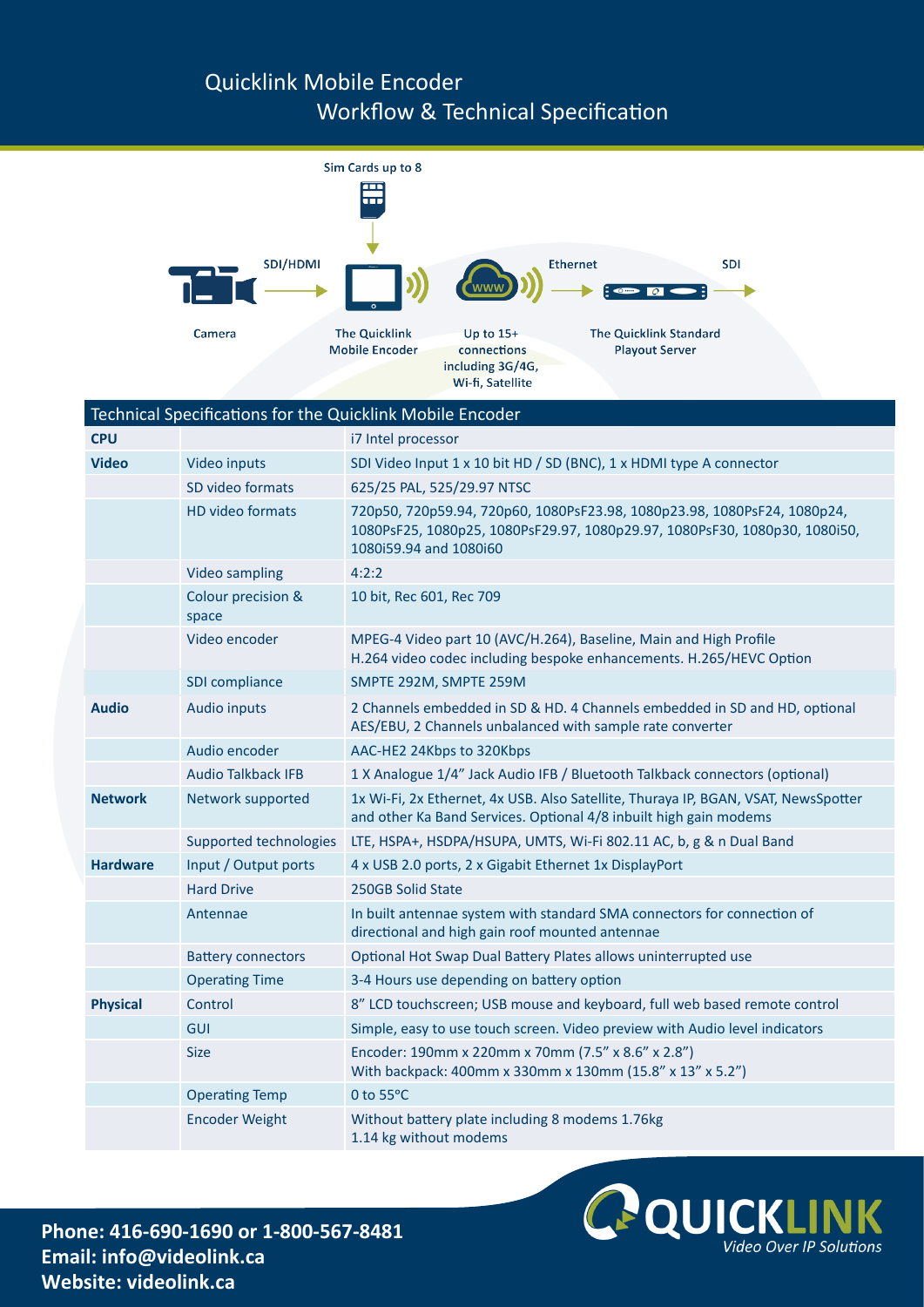# Quicklink Mobile Encoder
## Workflow & Technical Specification

Sim Cards up to 8

SDI/HDMI

Ethernet

SDI

Camera

The Quicklink Mobile Encoder

Up to 15+ connections including 3G/4G, Wi-fi, Satellite

The Quicklink Standard Playout Server

| Technical Specifications for the Quicklink Mobile Encoder | | |
|---|---|---|
| **CPU** | | i7 Intel processor |
| **Video** | Video inputs | SDI Video Input 1 x 10 bit HD / SD (BNC), 1 x HDMI type A connector |
| | SD video formats | 625/25 PAL, 525/29.97 NTSC |
| | HD video formats | 720p50, 720p59.94, 720p60, 1080PsF23.98, 1080p23.98, 1080PsF24, 1080p24, 1080PsF25, 1080p25, 1080PsF29.97, 1080p29.97, 1080PsF30, 1080p30, 1080i50, 1080i59.94 and 1080i60 |
| | Video sampling | 4:2:2 |
| | Colour precision & space | 10 bit, Rec 601, Rec 709 |
| | Video encoder | MPEG-4 Video part 10 (AVC/H.264), Baseline, Main and High Profile H.264 video codec including bespoke enhancements. H.265/HEVC Option |
| | SDI compliance | SMPTE 292M, SMPTE 259M |
| **Audio** | Audio inputs | 2 Channels embedded in SD & HD. 4 Channels embedded in SD and HD, optional AES/EBU, 2 Channels unbalanced with sample rate converter |
| | Audio encoder | AAC-HE2 24Kbps to 320Kbps |
| | Audio Talkback IFB | 1 X Analogue 1/4" Jack Audio IFB / Bluetooth Talkback connectors (optional) |
| **Network** | Network supported | 1x Wi-Fi, 2x Ethernet, 4x USB. Also Satellite, Thuraya IP, BGAN, VSAT, NewsSpotter and other Ka Band Services. Optional 4/8 inbuilt high gain modems |
| | Supported technologies | LTE, HSPA+, HSDPA/HSUPA, UMTS, Wi-Fi 802.11 AC, b, g & n Dual Band |
| **Hardware** | Input / Output ports | 4 x USB 2.0 ports, 2 x Gigabit Ethernet 1x DisplayPort |
| | Hard Drive | 250GB Solid State |
| | Antennae | In built antennae system with standard SMA connectors for connection of directional and high gain roof mounted antennae |
| | Battery connectors | Optional Hot Swap Dual Battery Plates allows uninterrupted use |
| | Operating Time | 3-4 Hours use depending on battery option |
| **Physical** | Control | 8" LCD touchscreen; USB mouse and keyboard, full web based remote control |
| | GUI | Simple, easy to use touch screen. Video preview with Audio level indicators |
| | Size | Encoder: 190mm x 220mm x 70mm (7.5" x 8.6" x 2.8") With backpack: 400mm x 330mm x 130mm (15.8" x 13" x 5.2") |
| | Operating Temp | 0 to 55°C |
| | Encoder Weight | Without battery plate including 8 modems 1.76kg 1.14 kg without modems |

**Phone: 416-690-1690 or 1-800-567-8481**
**Email: info@videolink.ca**
**Website: videolink.ca**

QUICKLINK *Video Over IP Solutions*